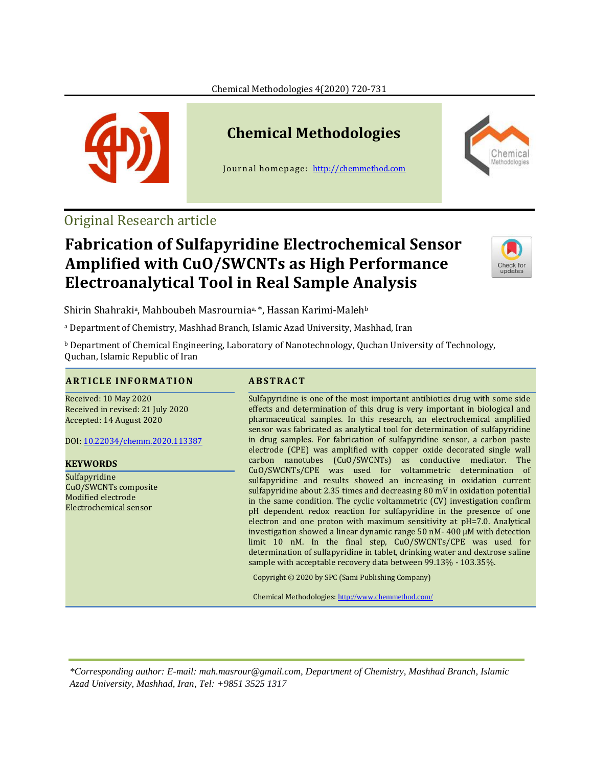# Chemical Methodologies

Journal homepage: http://chemmethod.com

Original Research article

## Fabrication of Sulfapyridine Electrochemical Sensor Amplified with CuO/SWCNTs as High Performance Electroanalytical Tool in Real Sample Analysis

Shirin Shahraki[a], Mahboubeh Masrournia[a,*], Hassan Karimi-Maleh[b]

[a] Department of Chemistry, Mashhad Branch, Islamic Azad University, Mashhad, Iran

[b] Department of Chemical Engineering, Laboratory of Nanotechnology, Quchan University of Technology, Quchan, Islamic Republic of Iran

### ARTICLE INFORMATION

Received: 10 May 2020
Received in revised: 21 July 2020
Accepted: 14 August 2020

DOI: 10.22034/chemm.2020.113387

### KEYWORDS

Sulfapyridine
CuO/SWCNTs composite
Modified electrode
Electrochemical sensor

### ABSTRACT

Sulfapyridine is one of the most important antibiotics drug with some side effects and determination of this drug is very important in biological and pharmaceutical samples. In this research, an electrochemical amplified sensor was fabricated as analytical tool for determination of sulfapyridine in drug samples. For fabrication of sulfapyridine sensor, a carbon paste electrode (CPE) was amplified with copper oxide decorated single wall carbon nanotubes (CuO/SWCNTs) as conductive mediator. The CuO/SWCNTs/CPE was used for voltammetric determination of sulfapyridine and results showed an increasing in oxidation current sulfapyridine about 2.35 times and decreasing 80 mV in oxidation potential in the same condition. The cyclic voltammetric (CV) investigation confirm pH dependent redox reaction for sulfapyridine in the presence of one electron and one proton with maximum sensitivity at pH=7.0. Analytical investigation showed a linear dynamic range 50 nM- 400 μM with detection limit 10 nM. In the final step, CuO/SWCNTs/CPE was used for determination of sulfapyridine in tablet, drinking water and dextrose saline sample with acceptable recovery data between 99.13% - 103.35%.

Copyright © 2020 by SPC (Sami Publishing Company)

Chemical Methodologies: http://www.chemmethod.com/

---

*Corresponding author: E-mail: mah.masrour@gmail.com, Department of Chemistry, Mashhad Branch, Islamic Azad University, Mashhad, Iran, Tel: +9851 3525 1317*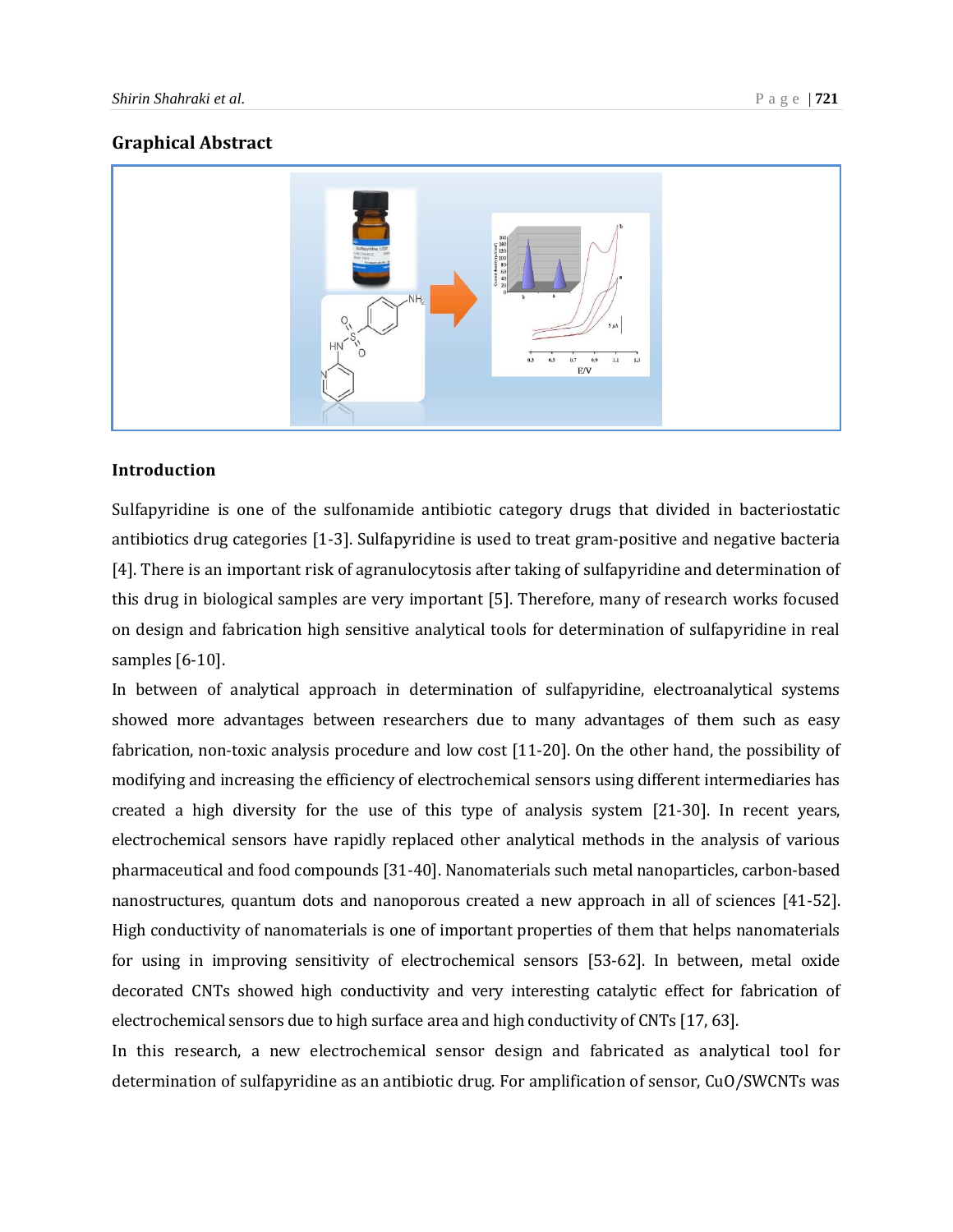## Graphical Abstract

## Introduction

Sulfapyridine is one of the sulfonamide antibiotic category drugs that divided in bacteriostatic antibiotics drug categories [1-3]. Sulfapyridine is used to treat gram-positive and negative bacteria [4]. There is an important risk of agranulocytosis after taking of sulfapyridine and determination of this drug in biological samples are very important [5]. Therefore, many of research works focused on design and fabrication high sensitive analytical tools for determination of sulfapyridine in real samples [6-10].

In between of analytical approach in determination of sulfapyridine, electroanalytical systems showed more advantages between researchers due to many advantages of them such as easy fabrication, non-toxic analysis procedure and low cost [11-20]. On the other hand, the possibility of modifying and increasing the efficiency of electrochemical sensors using different intermediaries has created a high diversity for the use of this type of analysis system [21-30]. In recent years, electrochemical sensors have rapidly replaced other analytical methods in the analysis of various pharmaceutical and food compounds [31-40]. Nanomaterials such metal nanoparticles, carbon-based nanostructures, quantum dots and nanoporous created a new approach in all of sciences [41-52]. High conductivity of nanomaterials is one of important properties of them that helps nanomaterials for using in improving sensitivity of electrochemical sensors [53-62]. In between, metal oxide decorated CNTs showed high conductivity and very interesting catalytic effect for fabrication of electrochemical sensors due to high surface area and high conductivity of CNTs [17, 63].

In this research, a new electrochemical sensor design and fabricated as analytical tool for determination of sulfapyridine as an antibiotic drug. For amplification of sensor, CuO/SWCNTs was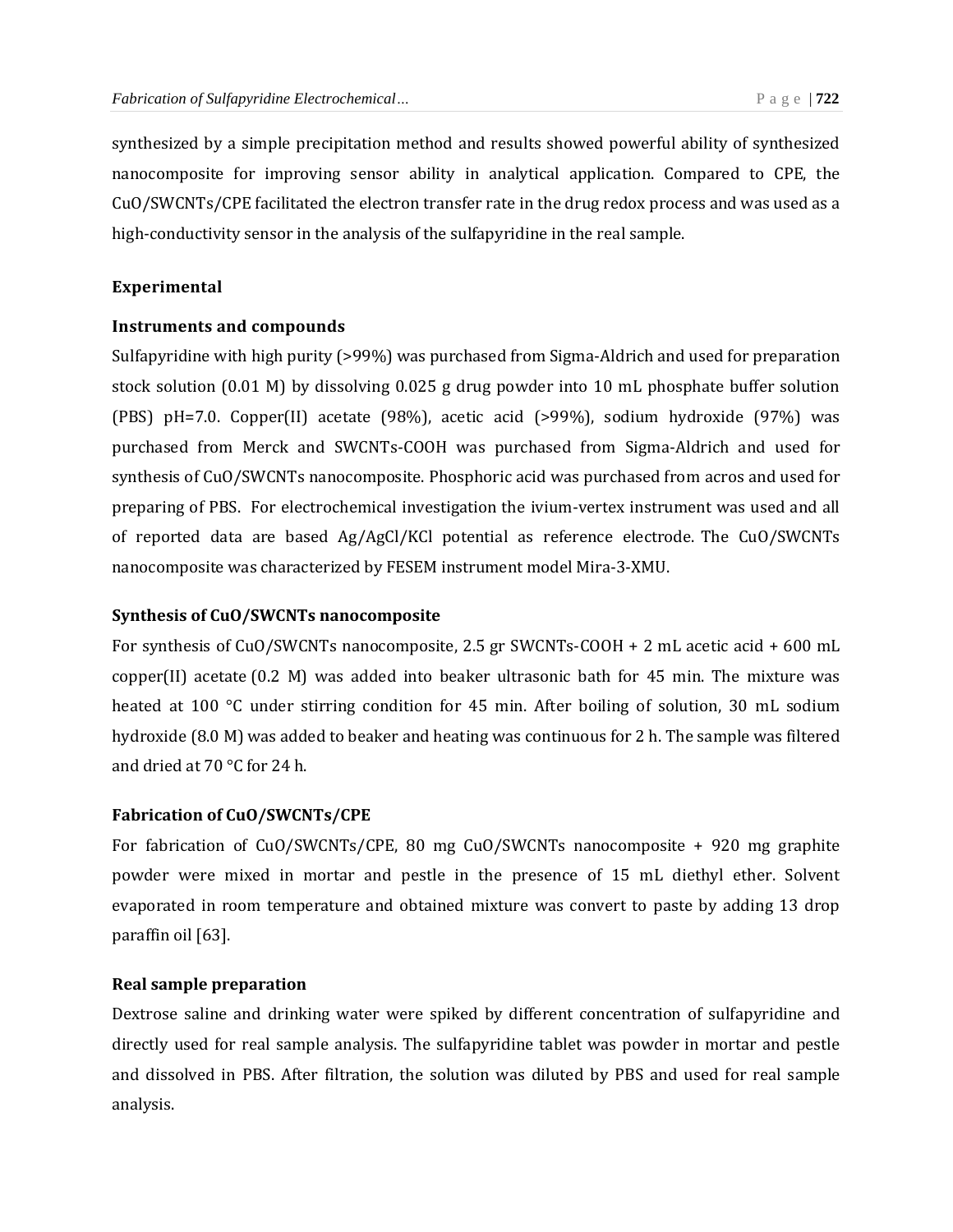synthesized by a simple precipitation method and results showed powerful ability of synthesized nanocomposite for improving sensor ability in analytical application. Compared to CPE, the CuO/SWCNTs/CPE facilitated the electron transfer rate in the drug redox process and was used as a high-conductivity sensor in the analysis of the sulfapyridine in the real sample.

## Experimental

### Instruments and compounds

Sulfapyridine with high purity (>99%) was purchased from Sigma-Aldrich and used for preparation stock solution (0.01 M) by dissolving 0.025 g drug powder into 10 mL phosphate buffer solution (PBS) pH=7.0. Copper(II) acetate (98%), acetic acid (>99%), sodium hydroxide (97%) was purchased from Merck and SWCNTs-COOH was purchased from Sigma-Aldrich and used for synthesis of CuO/SWCNTs nanocomposite. Phosphoric acid was purchased from acros and used for preparing of PBS. For electrochemical investigation the ivium-vertex instrument was used and all of reported data are based Ag/AgCl/KCl potential as reference electrode. The CuO/SWCNTs nanocomposite was characterized by FESEM instrument model Mira-3-XMU.

### Synthesis of CuO/SWCNTs nanocomposite

For synthesis of CuO/SWCNTs nanocomposite, 2.5 gr SWCNTs-COOH + 2 mL acetic acid + 600 mL copper(II) acetate (0.2 M) was added into beaker ultrasonic bath for 45 min. The mixture was heated at 100 °C under stirring condition for 45 min. After boiling of solution, 30 mL sodium hydroxide (8.0 M) was added to beaker and heating was continuous for 2 h. The sample was filtered and dried at 70 °C for 24 h.

### Fabrication of CuO/SWCNTs/CPE

For fabrication of CuO/SWCNTs/CPE, 80 mg CuO/SWCNTs nanocomposite + 920 mg graphite powder were mixed in mortar and pestle in the presence of 15 mL diethyl ether. Solvent evaporated in room temperature and obtained mixture was convert to paste by adding 13 drop paraffin oil [63].

### Real sample preparation

Dextrose saline and drinking water were spiked by different concentration of sulfapyridine and directly used for real sample analysis. The sulfapyridine tablet was powder in mortar and pestle and dissolved in PBS. After filtration, the solution was diluted by PBS and used for real sample analysis.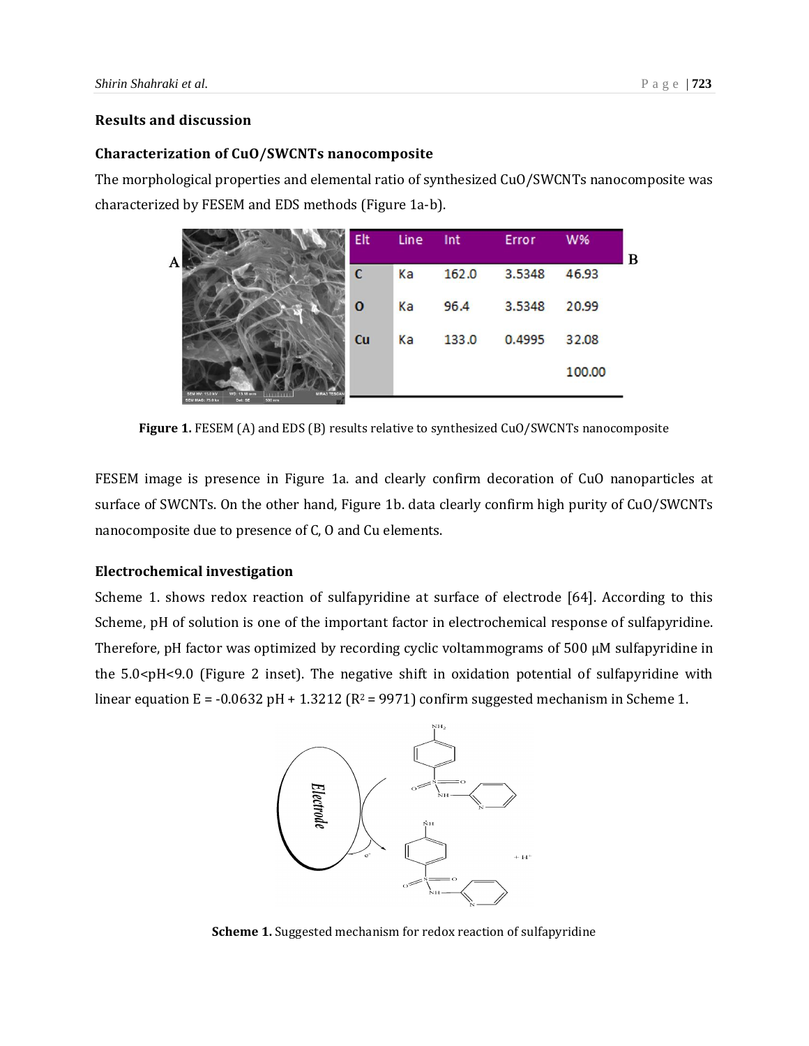## Results and discussion

### Characterization of CuO/SWCNTs nanocomposite

The morphological properties and elemental ratio of synthesized CuO/SWCNTs nanocomposite was characterized by FESEM and EDS methods (Figure 1a-b).

| Elt | Line | Int | Error | W% |
|---|---|---|---|---|
| C | Ka | 162.0 | 3.5348 | 46.93 |
| O | Ka | 96.4 | 3.5348 | 20.99 |
| Cu | Ka | 133.0 | 0.4995 | 32.08 |
| | | | | 100.00 |

**Figure 1.** FESEM (A) and EDS (B) results relative to synthesized CuO/SWCNTs nanocomposite

FESEM image is presence in Figure 1a. and clearly confirm decoration of CuO nanoparticles at surface of SWCNTs. On the other hand, Figure 1b. data clearly confirm high purity of CuO/SWCNTs nanocomposite due to presence of C, O and Cu elements.

### Electrochemical investigation

Scheme 1. shows redox reaction of sulfapyridine at surface of electrode [64]. According to this Scheme, pH of solution is one of the important factor in electrochemical response of sulfapyridine. Therefore, pH factor was optimized by recording cyclic voltammograms of 500 μM sulfapyridine in the 5.0<pH<9.0 (Figure 2 inset). The negative shift in oxidation potential of sulfapyridine with linear equation E = -0.0632 pH + 1.3212 ($R^2$ = 9971) confirm suggested mechanism in Scheme 1.

**Scheme 1.** Suggested mechanism for redox reaction of sulfapyridine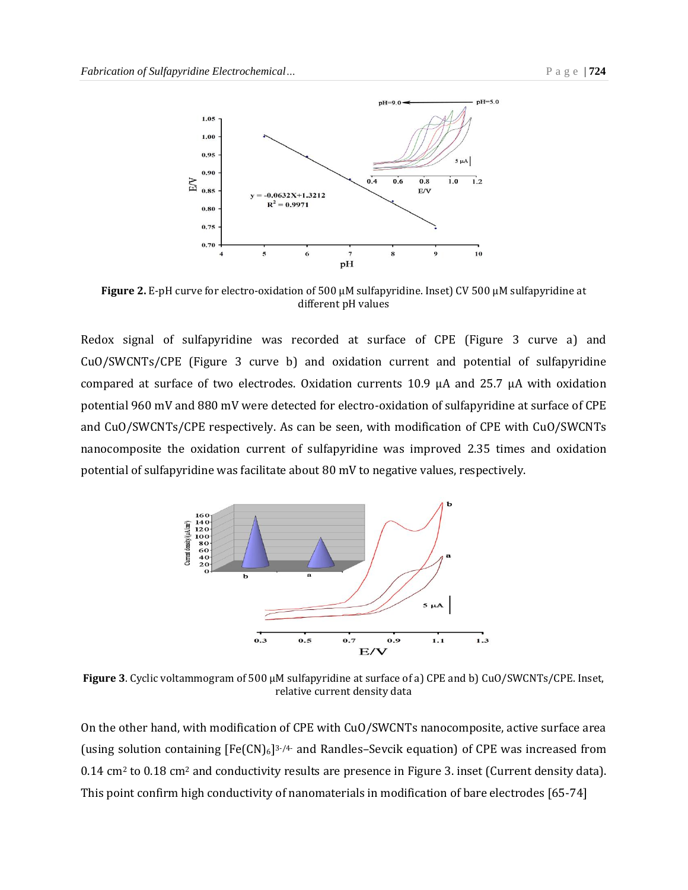**Figure 2.** E-pH curve for electro-oxidation of 500 μM sulfapyridine. Inset) CV 500 μM sulfapyridine at different pH values

Redox signal of sulfapyridine was recorded at surface of CPE (Figure 3 curve a) and CuO/SWCNTs/CPE (Figure 3 curve b) and oxidation current and potential of sulfapyridine compared at surface of two electrodes. Oxidation currents 10.9 μA and 25.7 μA with oxidation potential 960 mV and 880 mV were detected for electro-oxidation of sulfapyridine at surface of CPE and CuO/SWCNTs/CPE respectively. As can be seen, with modification of CPE with CuO/SWCNTs nanocomposite the oxidation current of sulfapyridine was improved 2.35 times and oxidation potential of sulfapyridine was facilitate about 80 mV to negative values, respectively.

**Figure 3**. Cyclic voltammogram of 500 μM sulfapyridine at surface of a) CPE and b) CuO/SWCNTs/CPE. Inset, relative current density data

On the other hand, with modification of CPE with CuO/SWCNTs nanocomposite, active surface area (using solution containing $[Fe(CN)_6]^{3-/4-}$ and Randles–Sevcik equation) of CPE was increased from 0.14 $cm^2$ to 0.18 $cm^2$ and conductivity results are presence in Figure 3. inset (Current density data). This point confirm high conductivity of nanomaterials in modification of bare electrodes [65-74]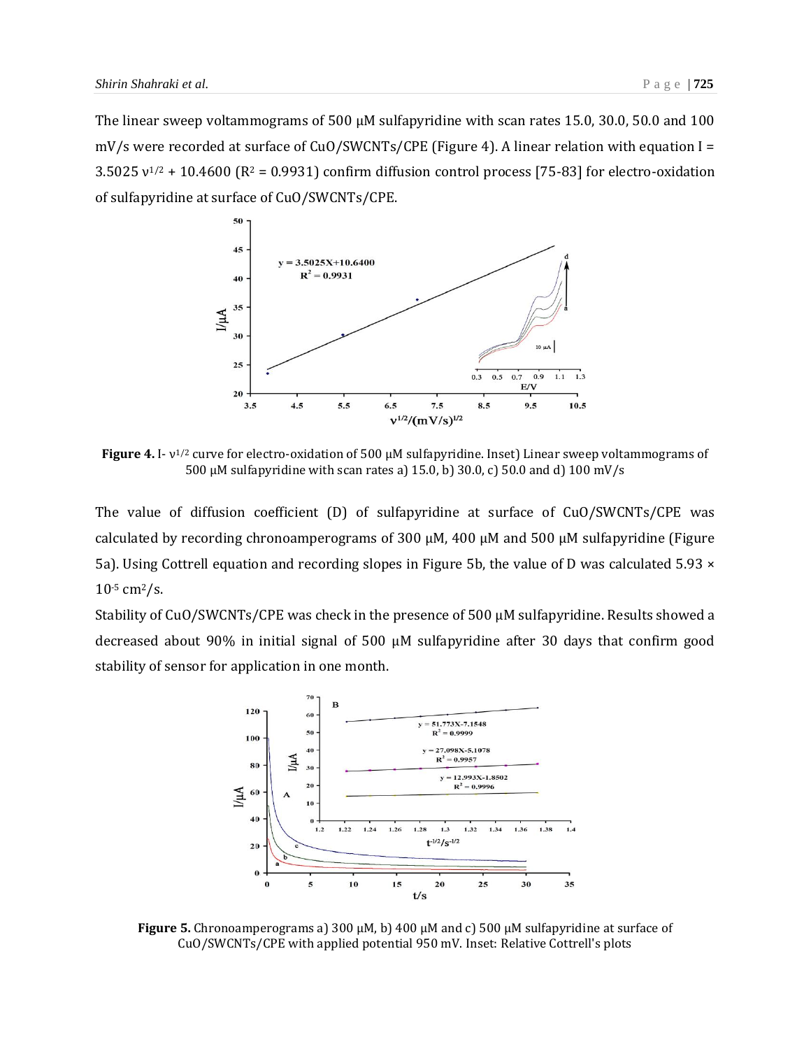The linear sweep voltammograms of 500 μM sulfapyridine with scan rates 15.0, 30.0, 50.0 and 100 mV/s were recorded at surface of CuO/SWCNTs/CPE (Figure 4). A linear relation with equation $I = 3.5025\ \nu^{1/2} + 10.4600$ ($R^2 = 0.9931$) confirm diffusion control process [75-83] for electro-oxidation of sulfapyridine at surface of CuO/SWCNTs/CPE.

**Figure 4.** I- $\nu^{1/2}$ curve for electro-oxidation of 500 μM sulfapyridine. Inset) Linear sweep voltammograms of 500 μM sulfapyridine with scan rates a) 15.0, b) 30.0, c) 50.0 and d) 100 mV/s

The value of diffusion coefficient (D) of sulfapyridine at surface of CuO/SWCNTs/CPE was calculated by recording chronoamperograms of 300 μM, 400 μM and 500 μM sulfapyridine (Figure 5a). Using Cottrell equation and recording slopes in Figure 5b, the value of D was calculated $5.93 \times 10^{-5}$ $cm^2/s$.

Stability of CuO/SWCNTs/CPE was check in the presence of 500 μM sulfapyridine. Results showed a decreased about 90% in initial signal of 500 μM sulfapyridine after 30 days that confirm good stability of sensor for application in one month.

**Figure 5.** Chronoamperograms a) 300 μM, b) 400 μM and c) 500 μM sulfapyridine at surface of CuO/SWCNTs/CPE with applied potential 950 mV. Inset: Relative Cottrell's plots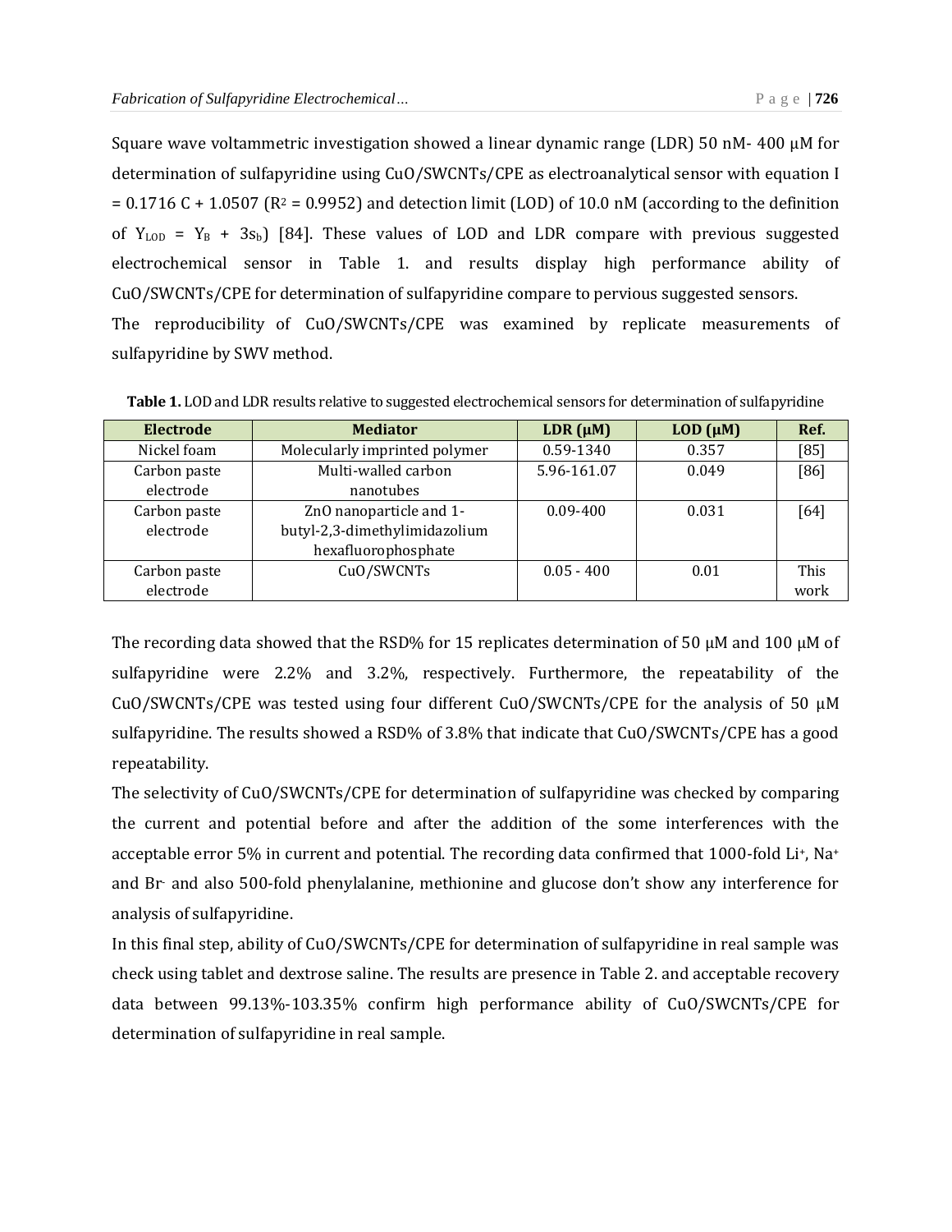Square wave voltammetric investigation showed a linear dynamic range (LDR) 50 nM- 400 μM for determination of sulfapyridine using CuO/SWCNTs/CPE as electroanalytical sensor with equation I = 0.1716 C + 1.0507 ($R^2$ = 0.9952) and detection limit (LOD) of 10.0 nM (according to the definition of $Y_{LOD} = Y_B + 3s_b$) [84]. These values of LOD and LDR compare with previous suggested electrochemical sensor in Table 1. and results display high performance ability of CuO/SWCNTs/CPE for determination of sulfapyridine compare to pervious suggested sensors.

The reproducibility of CuO/SWCNTs/CPE was examined by replicate measurements of sulfapyridine by SWV method.

**Table 1.** LOD and LDR results relative to suggested electrochemical sensors for determination of sulfapyridine

| Electrode | Mediator | LDR (μM) | LOD (μM) | Ref. |
|---|---|---|---|---|
| Nickel foam | Molecularly imprinted polymer | 0.59-1340 | 0.357 | [85] |
| Carbon paste electrode | Multi-walled carbon nanotubes | 5.96-161.07 | 0.049 | [86] |
| Carbon paste electrode | ZnO nanoparticle and 1-butyl-2,3-dimethylimidazolium hexafluorophosphate | 0.09-400 | 0.031 | [64] |
| Carbon paste electrode | CuO/SWCNTs | 0.05 - 400 | 0.01 | This work |

The recording data showed that the RSD% for 15 replicates determination of 50 μM and 100 μM of sulfapyridine were 2.2% and 3.2%, respectively. Furthermore, the repeatability of the CuO/SWCNTs/CPE was tested using four different CuO/SWCNTs/CPE for the analysis of 50 μM sulfapyridine. The results showed a RSD% of 3.8% that indicate that CuO/SWCNTs/CPE has a good repeatability.

The selectivity of CuO/SWCNTs/CPE for determination of sulfapyridine was checked by comparing the current and potential before and after the addition of the some interferences with the acceptable error 5% in current and potential. The recording data confirmed that 1000-fold $Li^+$, $Na^+$ and $Br^-$ and also 500-fold phenylalanine, methionine and glucose don't show any interference for analysis of sulfapyridine.

In this final step, ability of CuO/SWCNTs/CPE for determination of sulfapyridine in real sample was check using tablet and dextrose saline. The results are presence in Table 2. and acceptable recovery data between 99.13%-103.35% confirm high performance ability of CuO/SWCNTs/CPE for determination of sulfapyridine in real sample.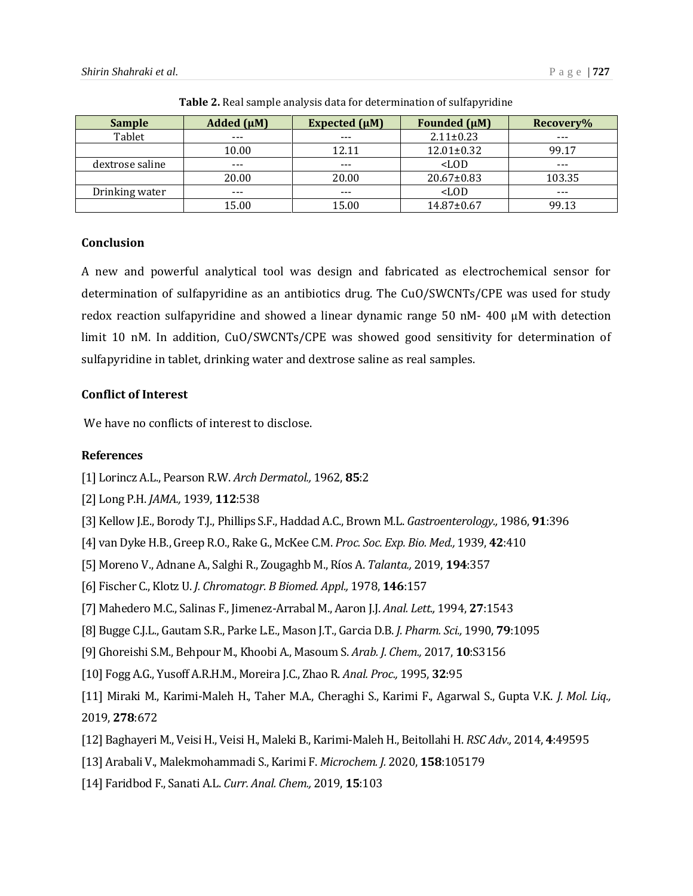**Table 2.** Real sample analysis data for determination of sulfapyridine

| Sample | Added (μM) | Expected (μM) | Founded (μM) | Recovery% |
|---|---|---|---|---|
| Tablet | --- | --- | 2.11±0.23 | --- |
| | 10.00 | 12.11 | 12.01±0.32 | 99.17 |
| dextrose saline | --- | --- | <LOD | --- |
| | 20.00 | 20.00 | 20.67±0.83 | 103.35 |
| Drinking water | --- | --- | <LOD | --- |
| | 15.00 | 15.00 | 14.87±0.67 | 99.13 |

### Conclusion

A new and powerful analytical tool was design and fabricated as electrochemical sensor for determination of sulfapyridine as an antibiotics drug. The CuO/SWCNTs/CPE was used for study redox reaction sulfapyridine and showed a linear dynamic range 50 nM- 400 μM with detection limit 10 nM. In addition, CuO/SWCNTs/CPE was showed good sensitivity for determination of sulfapyridine in tablet, drinking water and dextrose saline as real samples.

### Conflict of Interest

We have no conflicts of interest to disclose.

### References

[1] Lorincz A.L., Pearson R.W. *Arch Dermatol.,* 1962, **85**:2

[2] Long P.H. *JAMA.,* 1939, **112**:538

[3] Kellow J.E., Borody T.J., Phillips S.F., Haddad A.C., Brown M.L. *Gastroenterology.,* 1986, **91**:396

[4] van Dyke H.B., Greep R.O., Rake G., McKee C.M. *Proc. Soc. Exp. Bio. Med.,* 1939, **42**:410

[5] Moreno V., Adnane A., Salghi R., Zougaghb M., Ríos A. *Talanta.,* 2019, **194**:357

[6] Fischer C., Klotz U. *J. Chromatogr. B Biomed. Appl.,* 1978, **146**:157

[7] Mahedero M.C., Salinas F., Jimenez-Arrabal M., Aaron J.J. *Anal. Lett.,* 1994, **27**:1543

[8] Bugge C.J.L., Gautam S.R., Parke L.E., Mason J.T., Garcia D.B. *J. Pharm. Sci.,* 1990, **79**:1095

[9] Ghoreishi S.M., Behpour M., Khoobi A., Masoum S. *Arab. J. Chem.,* 2017, **10**:S3156

[10] Fogg A.G., Yusoff A.R.H.M., Moreira J.C., Zhao R. *Anal. Proc.,* 1995, **32**:95

[11] Miraki M., Karimi-Maleh H., Taher M.A., Cheraghi S., Karimi F., Agarwal S., Gupta V.K. *J. Mol. Liq.,* 2019, **278**:672

[12] Baghayeri M., Veisi H., Veisi H., Maleki B., Karimi-Maleh H., Beitollahi H. *RSC Adv.,* 2014, **4**:49595

[13] Arabali V., Malekmohammadi S., Karimi F. *Microchem. J.* 2020, **158**:105179

[14] Faridbod F., Sanati A.L. *Curr. Anal. Chem.,* 2019, **15**:103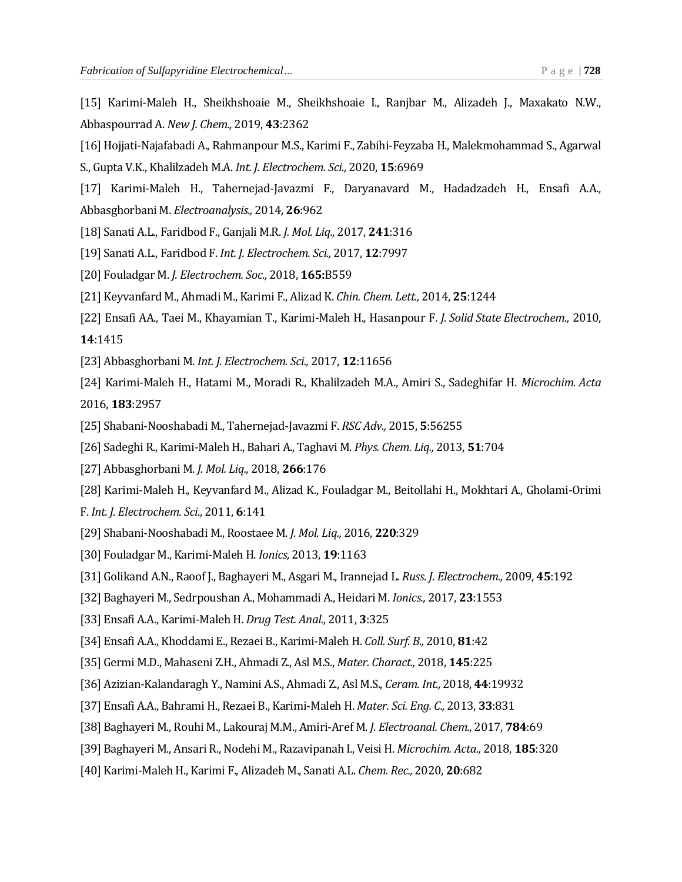[15] Karimi-Maleh H., Sheikhshoaie M., Sheikhshoaie I., Ranjbar M., Alizadeh J., Maxakato N.W., Abbaspourrad A. *New J. Chem.,* 2019, **43**:2362

[16] Hojjati-Najafabadi A., Rahmanpour M.S., Karimi F., Zabihi-Feyzaba H., Malekmohammad S., Agarwal S., Gupta V.K., Khalilzadeh M.A. *Int. J. Electrochem. Sci.,* 2020, **15**:6969

[17] Karimi-Maleh H., Tahernejad-Javazmi F., Daryanavard M., Hadadzadeh H., Ensafi A.A., Abbasghorbani M. *Electroanalysis.,* 2014, **26**:962

[18] Sanati A.L., Faridbod F., Ganjali M.R. *J. Mol. Liq.,* 2017, **241**:316

[19] Sanati A.L., Faridbod F. *Int. J. Electrochem. Sci.,* 2017, **12**:7997

[20] Fouladgar M. *J. Electrochem. Soc.,* 2018, **165:**B559

[21] Keyvanfard M., Ahmadi M., Karimi F., Alizad K. *Chin. Chem. Lett.,* 2014, **25**:1244

[22] Ensafi AA., Taei M., Khayamian T., Karimi-Maleh H., Hasanpour F. *J. Solid State Electrochem.,* 2010, **14**:1415

[23] Abbasghorbani M. *Int. J. Electrochem. Sci.,* 2017, **12**:11656

[24] Karimi-Maleh H., Hatami M., Moradi R., Khalilzadeh M.A., Amiri S., Sadeghifar H. *Microchim. Acta* 2016, **183**:2957

[25] Shabani-Nooshabadi M., Tahernejad-Javazmi F. *RSC Adv.,* 2015, **5**:56255

[26] Sadeghi R., Karimi-Maleh H., Bahari A., Taghavi M. *Phys. Chem. Liq.,* 2013, **51**:704

[27] Abbasghorbani M. *J. Mol. Liq.,* 2018, **266**:176

[28] Karimi-Maleh H., Keyvanfard M., Alizad K., Fouladgar M., Beitollahi H., Mokhtari A., Gholami-Orimi F. *Int. J. Electrochem. Sci*., 2011, **6**:141

[29] Shabani-Nooshabadi M., Roostaee M. *J. Mol. Liq.,* 2016, **220**:329

[30] Fouladgar M., Karimi-Maleh H. *Ionics,* 2013, **19**:1163

[31] Golikand A.N., Raoof J., Baghayeri M., Asgari M., Irannejad L. *Russ. J. Electrochem.,* 2009, **45**:192

[32] Baghayeri M., Sedrpoushan A., Mohammadi A., Heidari M. *Ionics.,* 2017, **23**:1553

[33] Ensafi A.A., Karimi-Maleh H. *Drug Test. Anal.,* 2011, **3**:325

[34] Ensafi A.A., Khoddami E., Rezaei B., Karimi-Maleh H. *Coll. Surf. B.,* 2010, **81**:42

[35] Germi M.D., Mahaseni Z.H., Ahmadi Z., Asl M.S., *Mater. Charact.,* 2018, **145**:225

[36] Azizian-Kalandaragh Y., Namini A.S., Ahmadi Z., Asl M.S., *Ceram. Int.,* 2018, **44**:19932

[37] Ensafi A.A., Bahrami H., Rezaei B., Karimi-Maleh H. *Mater. Sci. Eng. C.,* 2013, **33**:831

[38] Baghayeri M., Rouhi M., Lakouraj M.M., Amiri-Aref M. *J. Electroanal. Chem.,* 2017, **784**:69

[39] Baghayeri M., Ansari R., Nodehi M., Razavipanah I., Veisi H. *Microchim. Acta.,* 2018, **185**:320

[40] Karimi-Maleh H., Karimi F., Alizadeh M., Sanati A.L. *Chem. Rec.,* 2020, **20**:682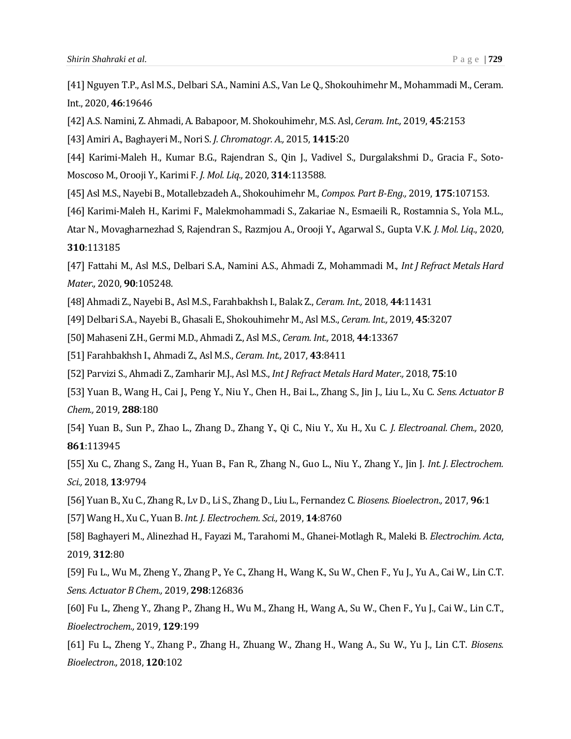[41] Nguyen T.P., Asl M.S., Delbari S.A., Namini A.S., Van Le Q., Shokouhimehr M., Mohammadi M., Ceram. Int., 2020, **46**:19646

[42] A.S. Namini, Z. Ahmadi, A. Babapoor, M. Shokouhimehr, M.S. Asl, *Ceram. Int.,* 2019, **45**:2153

[43] Amiri A., Baghayeri M., Nori S. *J. Chromatogr. A.,* 2015, **1415**:20

[44] Karimi-Maleh H., Kumar B.G., Rajendran S., Qin J., Vadivel S., Durgalakshmi D., Gracia F., Soto-Moscoso M., Orooji Y., Karimi F. *J. Mol. Liq.,* 2020, **314**:113588.

[45] Asl M.S., Nayebi B., Motallebzadeh A., Shokouhimehr M., *Compos. Part B-Eng.,* 2019, **175**:107153.

[46] Karimi-Maleh H., Karimi F., Malekmohammadi S., Zakariae N., Esmaeili R., Rostamnia S., Yola M.L., Atar N., Movagharnezhad S, Rajendran S., Razmjou A., Orooji Y., Agarwal S., Gupta V.K. *J. Mol. Liq.,* 2020, **310**:113185

[47] Fattahi M., Asl M.S., Delbari S.A., Namini A.S., Ahmadi Z., Mohammadi M., *Int J Refract Metals Hard Mater.,* 2020, **90**:105248.

[48] Ahmadi Z., Nayebi B., Asl M.S., Farahbakhsh I., Balak Z., *Ceram. Int.,* 2018, **44**:11431

[49] Delbari S.A., Nayebi B., Ghasali E., Shokouhimehr M., Asl M.S., *Ceram. Int.,* 2019, **45**:3207

[50] Mahaseni Z.H., Germi M.D., Ahmadi Z., Asl M.S., *Ceram. Int.,* 2018, **44**:13367

[51] Farahbakhsh I., Ahmadi Z., Asl M.S., *Ceram. Int.,* 2017, **43**:8411

[52] Parvizi S., Ahmadi Z., Zamharir M.J., Asl M.S., *Int J Refract Metals Hard Mater.,* 2018, **75**:10

[53] Yuan B., Wang H., Cai J., Peng Y., Niu Y., Chen H., Bai L., Zhang S., Jin J., Liu L., Xu C. *Sens. Actuator B Chem.,* 2019, **288**:180

[54] Yuan B., Sun P., Zhao L., Zhang D., Zhang Y., Qi C., Niu Y., Xu H., Xu C. *J. Electroanal. Chem.,* 2020, **861**:113945

[55] Xu C., Zhang S., Zang H., Yuan B., Fan R., Zhang N., Guo L., Niu Y., Zhang Y., Jin J. *Int. J. Electrochem. Sci.,* 2018, **13**:9794

[56] Yuan B., Xu C., Zhang R., Lv D., Li S., Zhang D., Liu L., Fernandez C. *Biosens. Bioelectron.,* 2017, **96**:1

[57] Wang H., Xu C., Yuan B. *Int. J. Electrochem. Sci.,* 2019, **14**:8760

[58] Baghayeri M., Alinezhad H., Fayazi M., Tarahomi M., Ghanei-Motlagh R., Maleki B. *Electrochim. Acta*, 2019, **312**:80

[59] Fu L., Wu M., Zheng Y., Zhang P., Ye C., Zhang H., Wang K., Su W., Chen F., Yu J., Yu A., Cai W., Lin C.T. *Sens. Actuator B Chem.,* 2019, **298**:126836

[60] Fu L., Zheng Y., Zhang P., Zhang H., Wu M., Zhang H., Wang A., Su W., Chen F., Yu J., Cai W., Lin C.T., *Bioelectrochem.,* 2019, **129**:199

[61] Fu L., Zheng Y., Zhang P., Zhang H., Zhuang W., Zhang H., Wang A., Su W., Yu J., Lin C.T. *Biosens. Bioelectron.,* 2018, **120**:102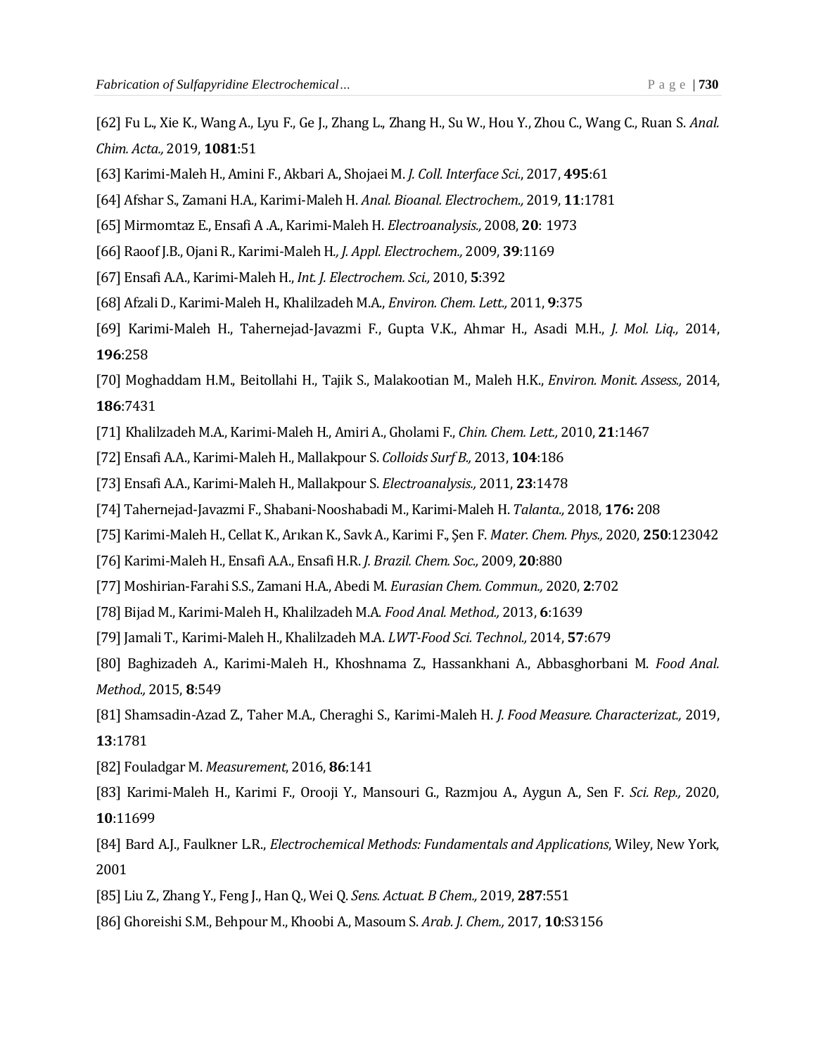[62] Fu L., Xie K., Wang A., Lyu F., Ge J., Zhang L., Zhang H., Su W., Hou Y., Zhou C., Wang C., Ruan S. *Anal. Chim. Acta.,* 2019, **1081**:51

[63] Karimi-Maleh H., Amini F., Akbari A., Shojaei M. *J. Coll. Interface Sci.*, 2017, **495**:61

[64] Afshar S., Zamani H.A., Karimi-Maleh H. *Anal. Bioanal. Electrochem.,* 2019, **11**:1781

[65] Mirmomtaz E., Ensafi A .A., Karimi-Maleh H. *Electroanalysis.,* 2008, **20**: 1973

[66] Raoof J.B., Ojani R., Karimi-Maleh H.*, J. Appl. Electrochem.,* 2009, **39**:1169

[67] Ensafi A.A., Karimi-Maleh H., *Int. J. Electrochem. Sci.,* 2010, **5**:392

[68] Afzali D., Karimi-Maleh H., Khalilzadeh M.A., *Environ. Chem. Lett.,* 2011, **9**:375

[69] Karimi-Maleh H., Tahernejad-Javazmi F., Gupta V.K., Ahmar H., Asadi M.H., *J. Mol. Liq.,* 2014, **196**:258

[70] Moghaddam H.M., Beitollahi H., Tajik S., Malakootian M., Maleh H.K., *Environ. Monit. Assess.,* 2014, **186**:7431

[71] Khalilzadeh M.A., Karimi-Maleh H., Amiri A., Gholami F., *Chin. Chem. Lett.,* 2010, **21**:1467

[72] Ensafi A.A., Karimi-Maleh H., Mallakpour S. *Colloids Surf B.,* 2013, **104**:186

[73] Ensafi A.A., Karimi-Maleh H., Mallakpour S. *Electroanalysis.,* 2011, **23**:1478

[74] Tahernejad-Javazmi F., Shabani-Nooshabadi M., Karimi-Maleh H. *Talanta.,* 2018, **176:** 208

[75] Karimi-Maleh H., Cellat K., Arıkan K., Savk A., Karimi F., Şen F. *Mater. Chem. Phys.,* 2020, **250**:123042

[76] Karimi-Maleh H., Ensafi A.A., Ensafi H.R. *J. Brazil. Chem. Soc.,* 2009, **20**:880

[77] Moshirian-Farahi S.S., Zamani H.A., Abedi M. *Eurasian Chem. Commun.,* 2020, **2**:702

[78] Bijad M., Karimi-Maleh H., Khalilzadeh M.A. *Food Anal. Method.,* 2013, **6**:1639

[79] Jamali T., Karimi-Maleh H., Khalilzadeh M.A. *LWT-Food Sci. Technol.,* 2014, **57**:679

[80] Baghizadeh A., Karimi-Maleh H., Khoshnama Z., Hassankhani A., Abbasghorbani M. *Food Anal. Method.,* 2015, **8**:549

[81] Shamsadin-Azad Z., Taher M.A., Cheraghi S., Karimi-Maleh H. *J. Food Measure. Characterizat.,* 2019, **13**:1781

[82] Fouladgar M. *Measurement*, 2016, **86**:141

[83] Karimi-Maleh H., Karimi F., Orooji Y., Mansouri G., Razmjou A., Aygun A., Sen F. *Sci. Rep.,* 2020, **10**:11699

[84] Bard A.J., Faulkner L.R., *Electrochemical Methods: Fundamentals and Applications*, Wiley, New York, 2001

[85] Liu Z., Zhang Y., Feng J., Han Q., Wei Q. *Sens. Actuat. B Chem.,* 2019, **287**:551

[86] Ghoreishi S.M., Behpour M., Khoobi A., Masoum S. *Arab. J. Chem.,* 2017, **10**:S3156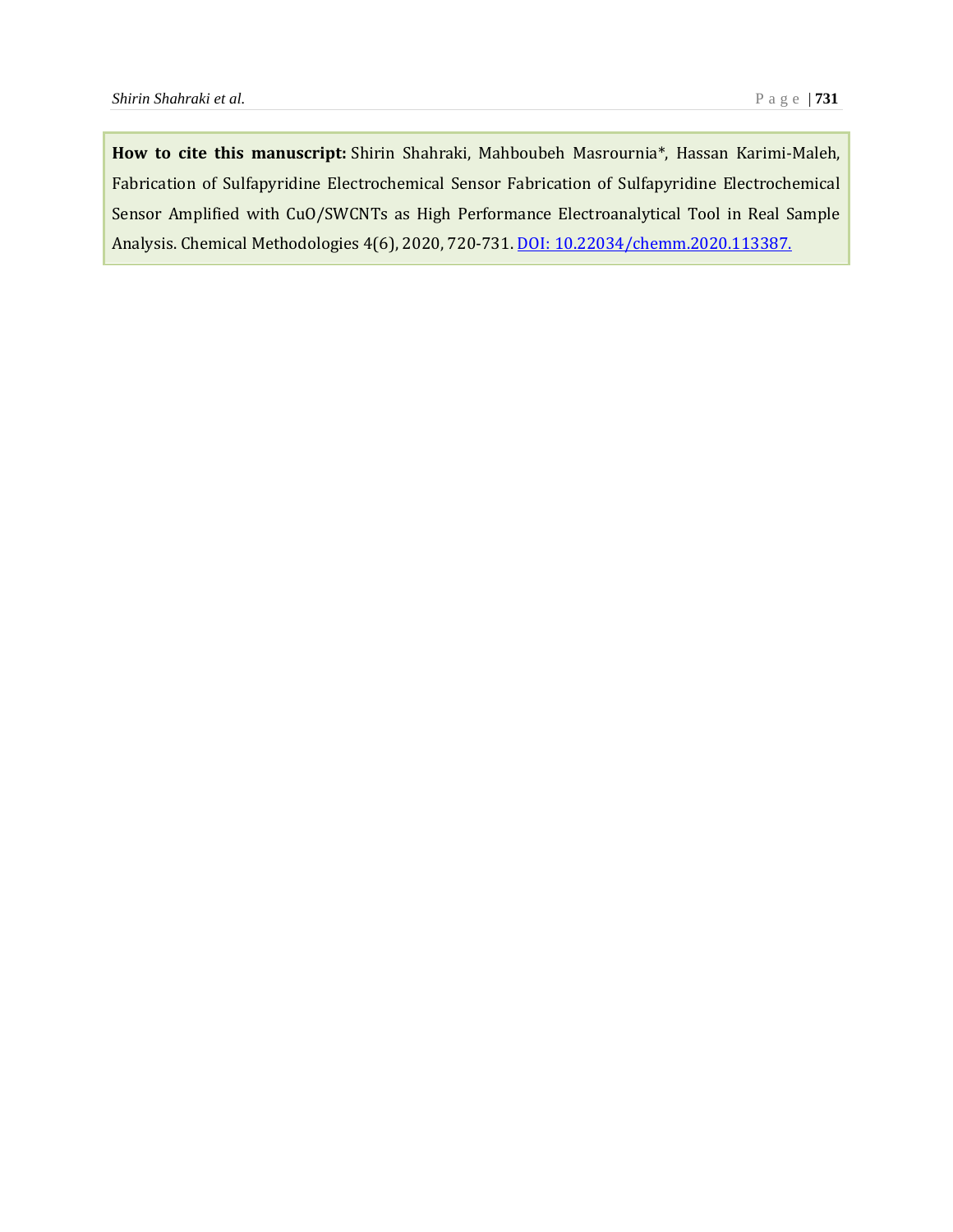**How to cite this manuscript:** Shirin Shahraki, Mahboubeh Masrournia*, Hassan Karimi-Maleh, Fabrication of Sulfapyridine Electrochemical Sensor Fabrication of Sulfapyridine Electrochemical Sensor Amplified with CuO/SWCNTs as High Performance Electroanalytical Tool in Real Sample Analysis. Chemical Methodologies 4(6), 2020, 720-731. DOI: 10.22034/chemm.2020.113387.